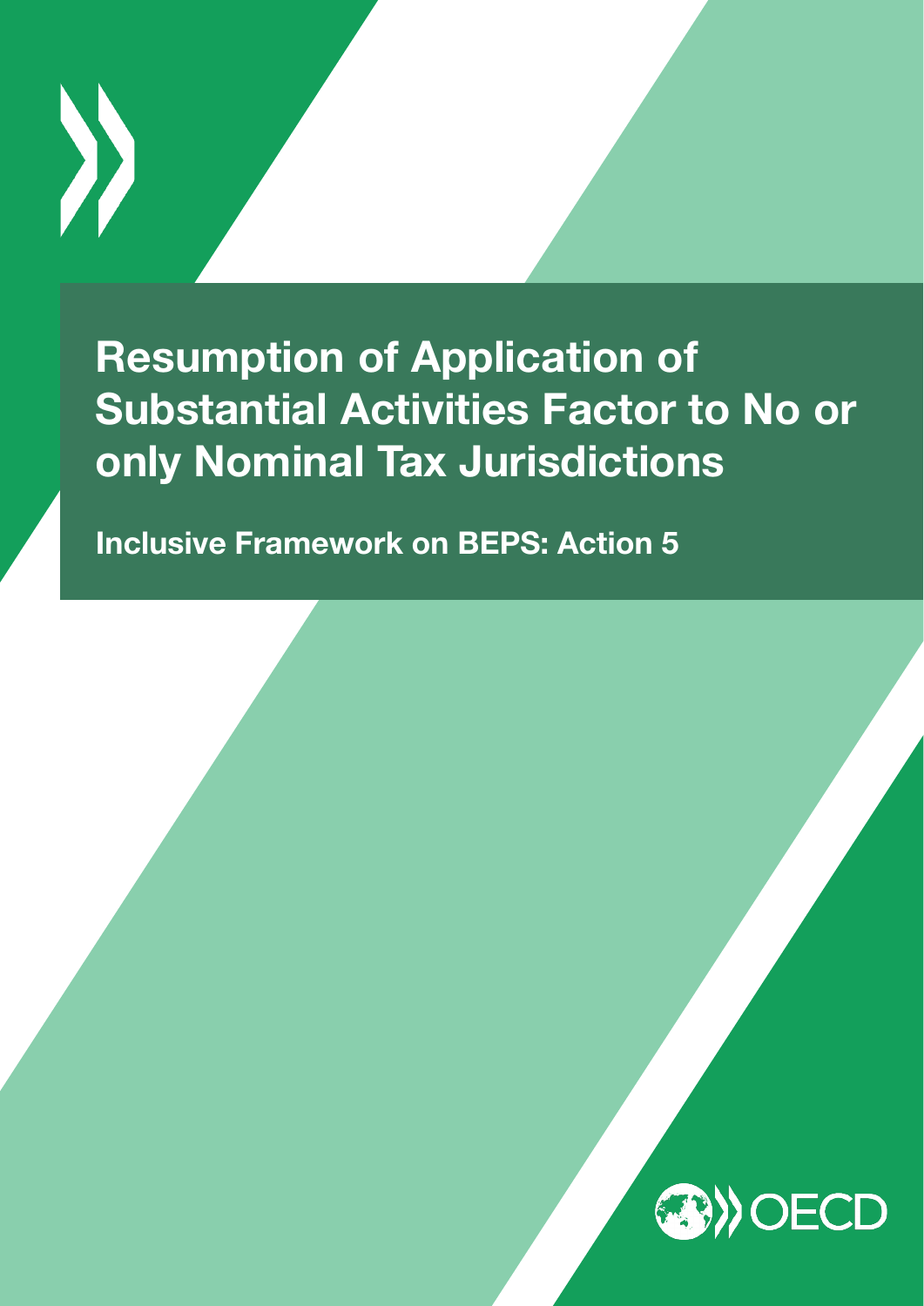# Resumption of Application of Substantial Activities Factor to No or only Nominal Tax Jurisdictions

## Inclusive Framework on BEPS: Action 5

OECD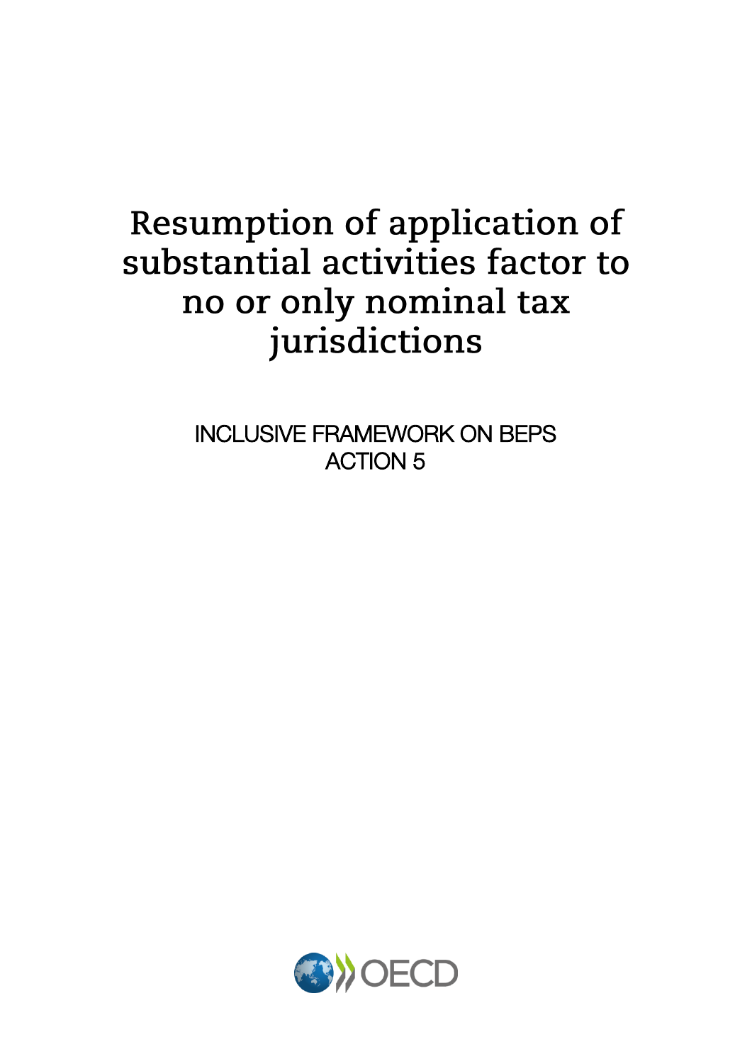# Resumption of application of substantial activities factor to no or only nominal tax jurisdictions

INCLUSIVE FRAMEWORK ON BEPS
ACTION 5

OECD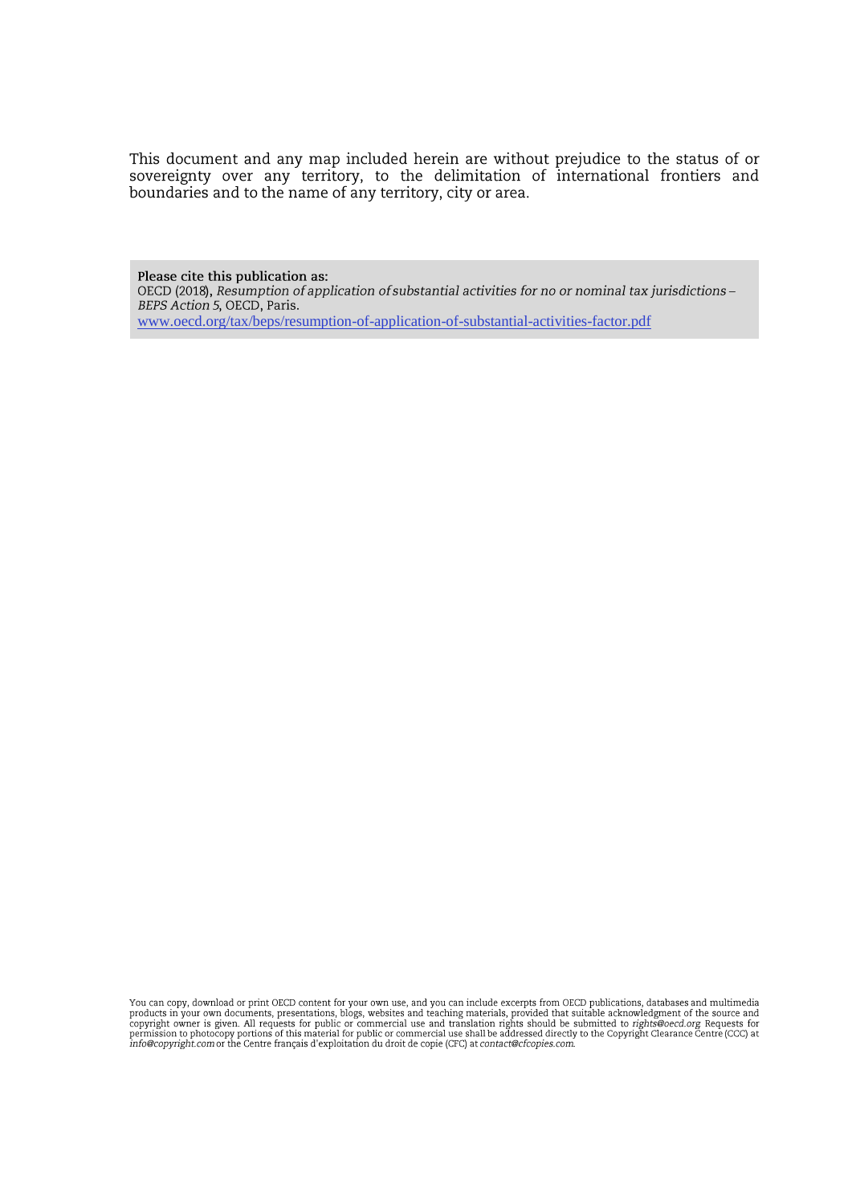This document and any map included herein are without prejudice to the status of or sovereignty over any territory, to the delimitation of international frontiers and boundaries and to the name of any territory, city or area.

**Please cite this publication as:**
OECD (2018), *Resumption of application of substantial activities for no or nominal tax jurisdictions – BEPS Action 5*, OECD, Paris.
www.oecd.org/tax/beps/resumption-of-application-of-substantial-activities-factor.pdf

You can copy, download or print OECD content for your own use, and you can include excerpts from OECD publications, databases and multimedia products in your own documents, presentations, blogs, websites and teaching materials, provided that suitable acknowledgment of the source and copyright owner is given. All requests for public or commercial use and translation rights should be submitted to *rights@oecd.org*. Requests for permission to photocopy portions of this material for public or commercial use shall be addressed directly to the Copyright Clearance Centre (CCC) at *info@copyright.com* or the Centre français d'exploitation du droit de copie (CFC) at *contact@cfcopies.com*.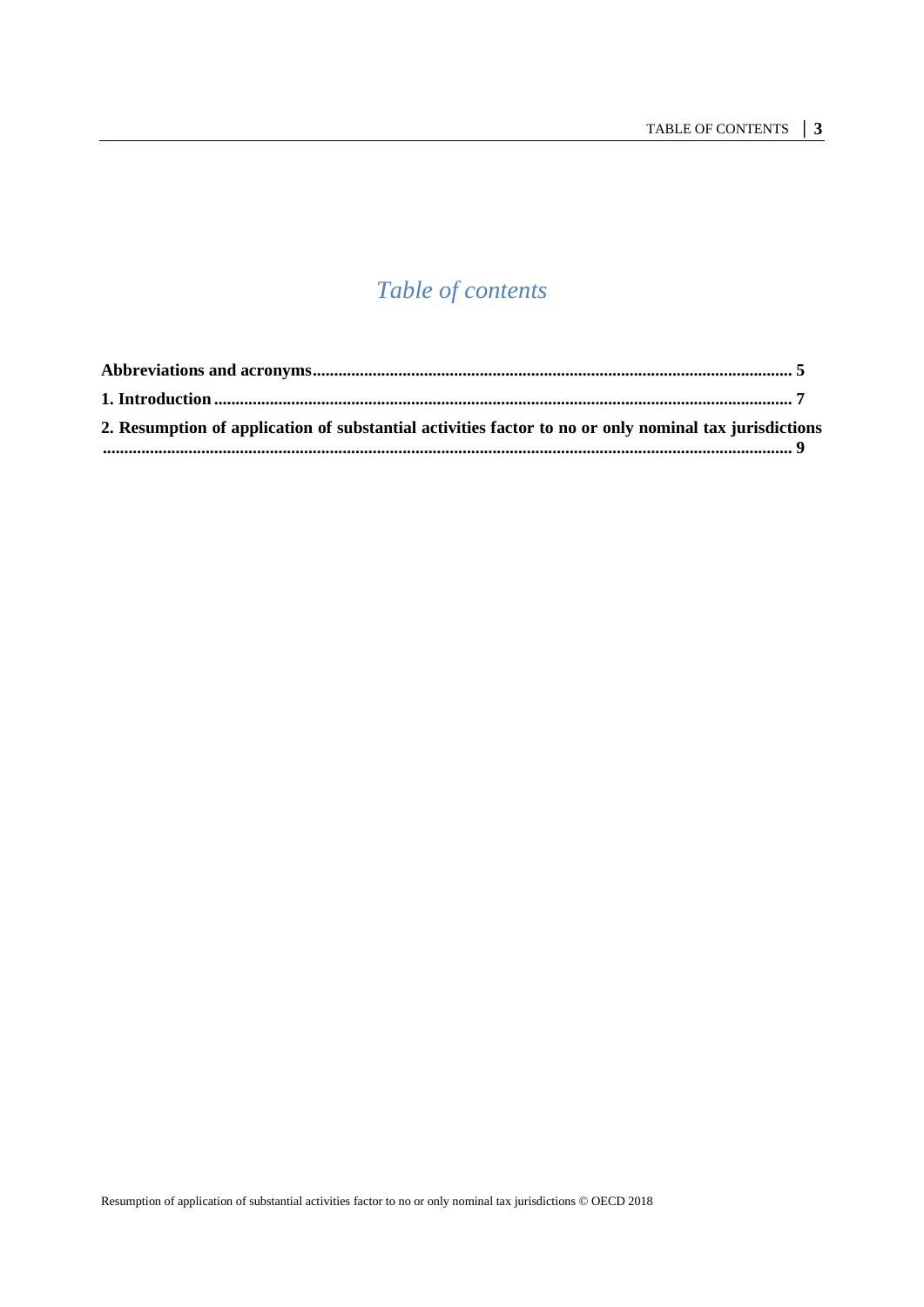# *Table of contents*

**Abbreviations and acronyms** ............................................................................................................... **5**

**1. Introduction** ..................................................................................................................................... **7**

**2. Resumption of application of substantial activities factor to no or only nominal tax jurisdictions** ................................................................................................................................................ **9**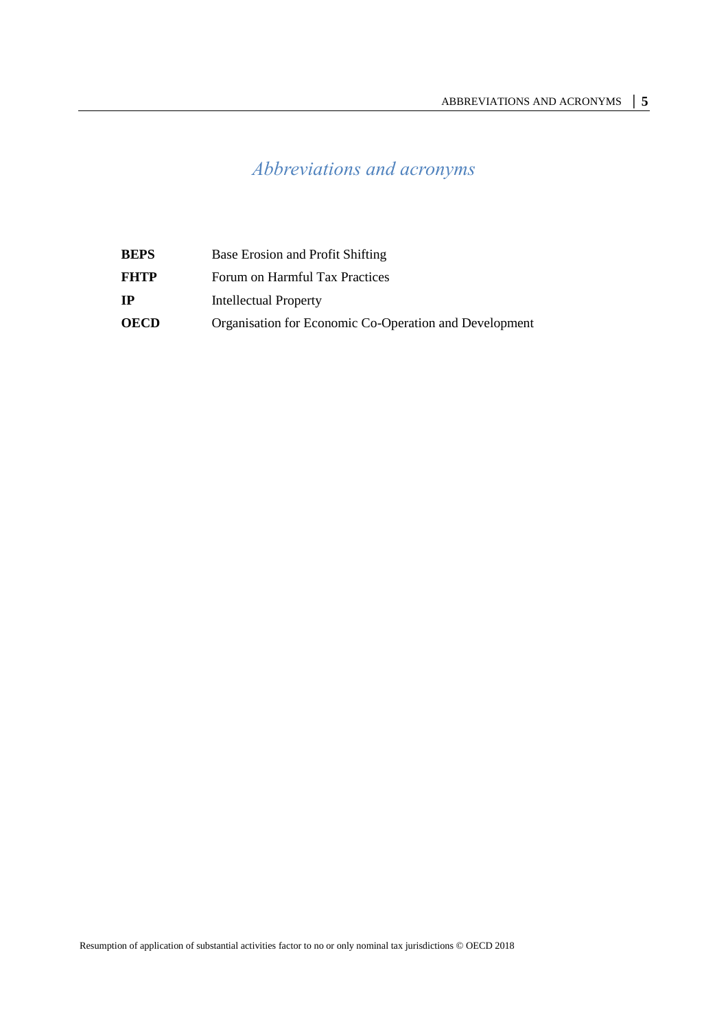# Abbreviations and acronyms

| | |
|---|---|
| **BEPS** | Base Erosion and Profit Shifting |
| **FHTP** | Forum on Harmful Tax Practices |
| **IP** | Intellectual Property |
| **OECD** | Organisation for Economic Co-Operation and Development |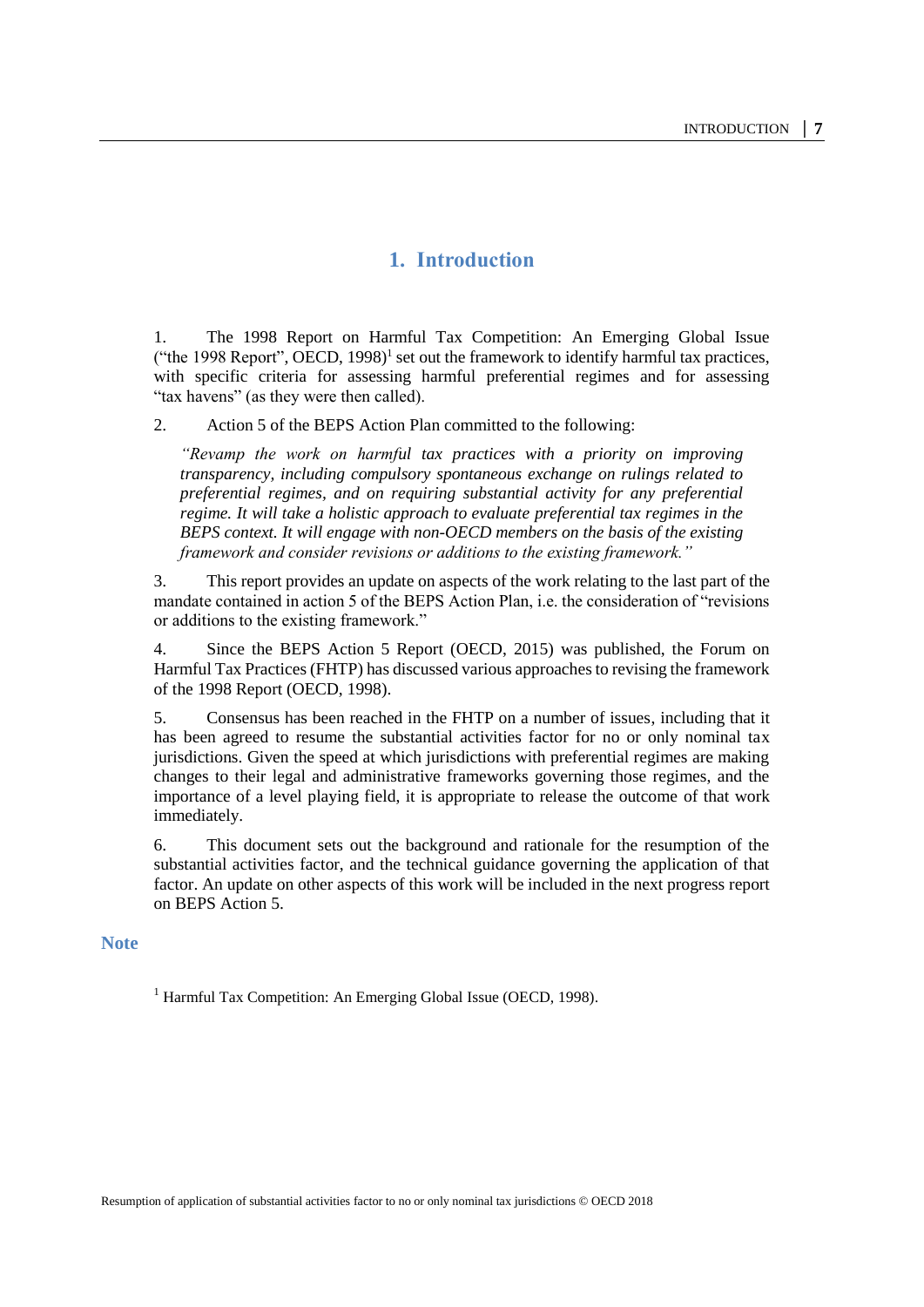# 1. Introduction

1. The 1998 Report on Harmful Tax Competition: An Emerging Global Issue ("the 1998 Report", OECD, 1998)[1] set out the framework to identify harmful tax practices, with specific criteria for assessing harmful preferential regimes and for assessing "tax havens" (as they were then called).

2. Action 5 of the BEPS Action Plan committed to the following:

> *"Revamp the work on harmful tax practices with a priority on improving transparency, including compulsory spontaneous exchange on rulings related to preferential regimes, and on requiring substantial activity for any preferential regime. It will take a holistic approach to evaluate preferential tax regimes in the BEPS context. It will engage with non-OECD members on the basis of the existing framework and consider revisions or additions to the existing framework."*

3. This report provides an update on aspects of the work relating to the last part of the mandate contained in action 5 of the BEPS Action Plan, i.e. the consideration of "revisions or additions to the existing framework."

4. Since the BEPS Action 5 Report (OECD, 2015) was published, the Forum on Harmful Tax Practices (FHTP) has discussed various approaches to revising the framework of the 1998 Report (OECD, 1998).

5. Consensus has been reached in the FHTP on a number of issues, including that it has been agreed to resume the substantial activities factor for no or only nominal tax jurisdictions. Given the speed at which jurisdictions with preferential regimes are making changes to their legal and administrative frameworks governing those regimes, and the importance of a level playing field, it is appropriate to release the outcome of that work immediately.

6. This document sets out the background and rationale for the resumption of the substantial activities factor, and the technical guidance governing the application of that factor. An update on other aspects of this work will be included in the next progress report on BEPS Action 5.

## Note

[1] Harmful Tax Competition: An Emerging Global Issue (OECD, 1998).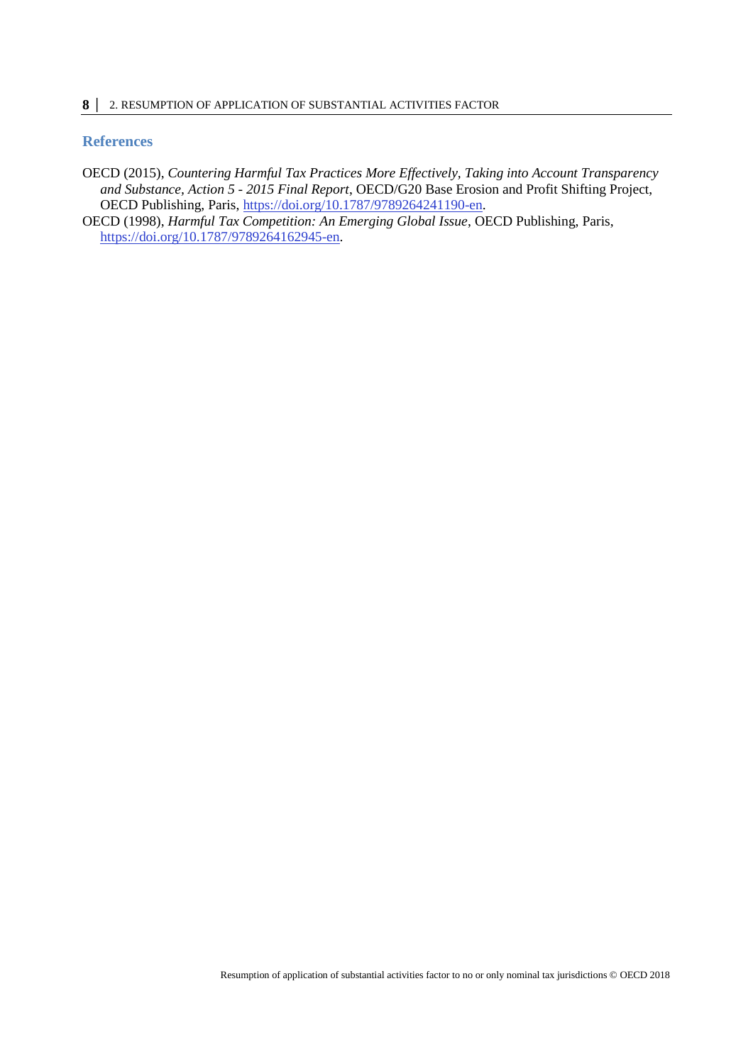## References

OECD (2015), *Countering Harmful Tax Practices More Effectively, Taking into Account Transparency and Substance, Action 5 - 2015 Final Report*, OECD/G20 Base Erosion and Profit Shifting Project, OECD Publishing, Paris, https://doi.org/10.1787/9789264241190-en.

OECD (1998), *Harmful Tax Competition: An Emerging Global Issue*, OECD Publishing, Paris, https://doi.org/10.1787/9789264162945-en.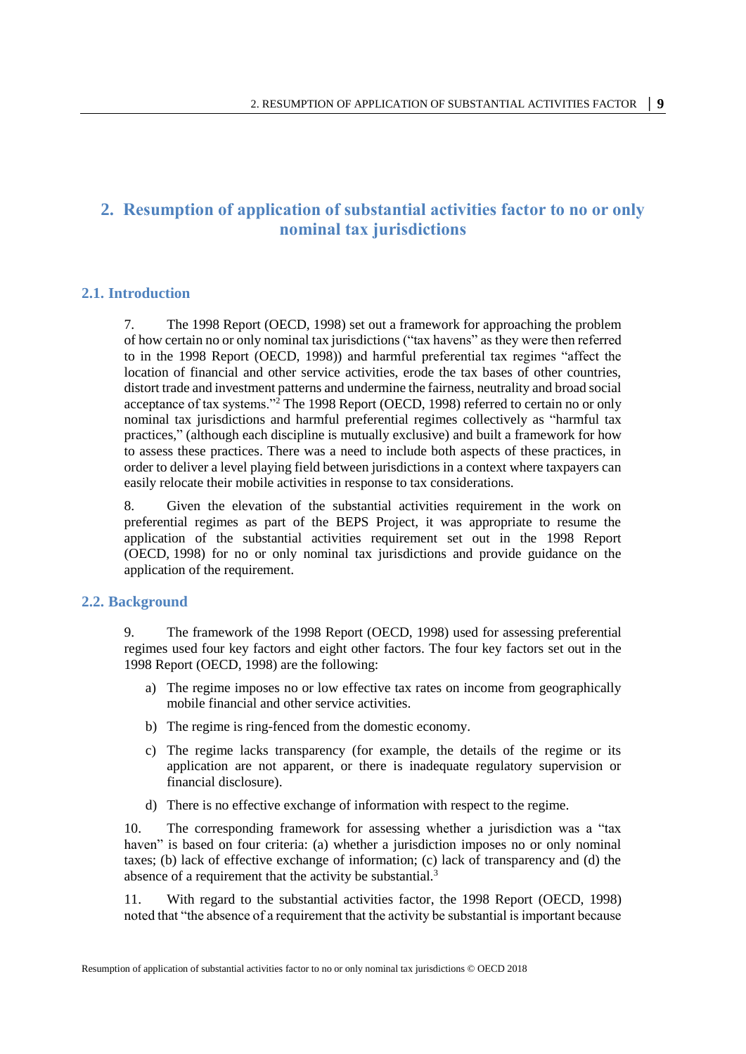# 2. Resumption of application of substantial activities factor to no or only nominal tax jurisdictions

## 2.1. Introduction

7. The 1998 Report (OECD, 1998) set out a framework for approaching the problem of how certain no or only nominal tax jurisdictions ("tax havens" as they were then referred to in the 1998 Report (OECD, 1998)) and harmful preferential tax regimes "affect the location of financial and other service activities, erode the tax bases of other countries, distort trade and investment patterns and undermine the fairness, neutrality and broad social acceptance of tax systems."[2] The 1998 Report (OECD, 1998) referred to certain no or only nominal tax jurisdictions and harmful preferential regimes collectively as "harmful tax practices," (although each discipline is mutually exclusive) and built a framework for how to assess these practices. There was a need to include both aspects of these practices, in order to deliver a level playing field between jurisdictions in a context where taxpayers can easily relocate their mobile activities in response to tax considerations.

8. Given the elevation of the substantial activities requirement in the work on preferential regimes as part of the BEPS Project, it was appropriate to resume the application of the substantial activities requirement set out in the 1998 Report (OECD, 1998) for no or only nominal tax jurisdictions and provide guidance on the application of the requirement.

## 2.2. Background

9. The framework of the 1998 Report (OECD, 1998) used for assessing preferential regimes used four key factors and eight other factors. The four key factors set out in the 1998 Report (OECD, 1998) are the following:

a) The regime imposes no or low effective tax rates on income from geographically mobile financial and other service activities.

b) The regime is ring-fenced from the domestic economy.

c) The regime lacks transparency (for example, the details of the regime or its application are not apparent, or there is inadequate regulatory supervision or financial disclosure).

d) There is no effective exchange of information with respect to the regime.

10. The corresponding framework for assessing whether a jurisdiction was a "tax haven" is based on four criteria: (a) whether a jurisdiction imposes no or only nominal taxes; (b) lack of effective exchange of information; (c) lack of transparency and (d) the absence of a requirement that the activity be substantial.[3]

11. With regard to the substantial activities factor, the 1998 Report (OECD, 1998) noted that "the absence of a requirement that the activity be substantial is important because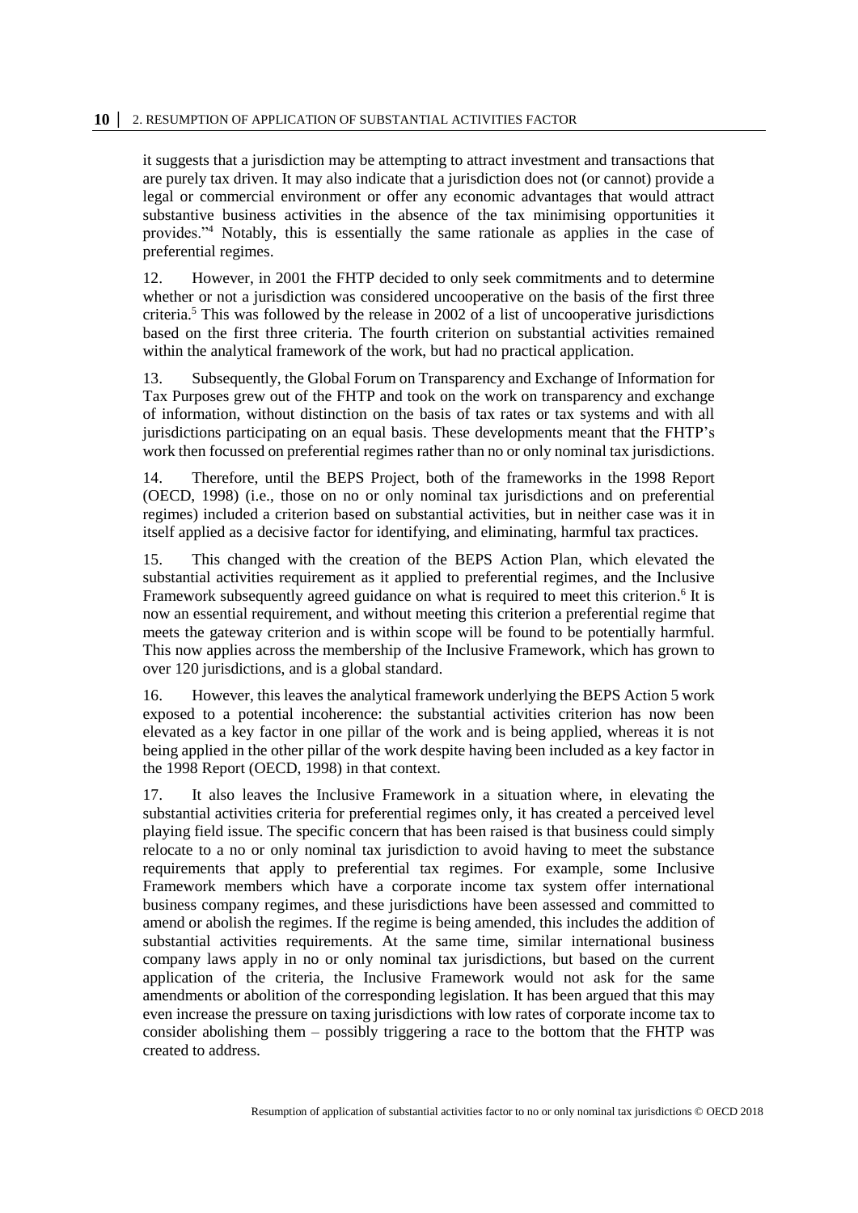it suggests that a jurisdiction may be attempting to attract investment and transactions that are purely tax driven. It may also indicate that a jurisdiction does not (or cannot) provide a legal or commercial environment or offer any economic advantages that would attract substantive business activities in the absence of the tax minimising opportunities it provides."[4] Notably, this is essentially the same rationale as applies in the case of preferential regimes.

12. However, in 2001 the FHTP decided to only seek commitments and to determine whether or not a jurisdiction was considered uncooperative on the basis of the first three criteria.[5] This was followed by the release in 2002 of a list of uncooperative jurisdictions based on the first three criteria. The fourth criterion on substantial activities remained within the analytical framework of the work, but had no practical application.

13. Subsequently, the Global Forum on Transparency and Exchange of Information for Tax Purposes grew out of the FHTP and took on the work on transparency and exchange of information, without distinction on the basis of tax rates or tax systems and with all jurisdictions participating on an equal basis. These developments meant that the FHTP's work then focussed on preferential regimes rather than no or only nominal tax jurisdictions.

14. Therefore, until the BEPS Project, both of the frameworks in the 1998 Report (OECD, 1998) (i.e., those on no or only nominal tax jurisdictions and on preferential regimes) included a criterion based on substantial activities, but in neither case was it in itself applied as a decisive factor for identifying, and eliminating, harmful tax practices.

15. This changed with the creation of the BEPS Action Plan, which elevated the substantial activities requirement as it applied to preferential regimes, and the Inclusive Framework subsequently agreed guidance on what is required to meet this criterion.[6] It is now an essential requirement, and without meeting this criterion a preferential regime that meets the gateway criterion and is within scope will be found to be potentially harmful. This now applies across the membership of the Inclusive Framework, which has grown to over 120 jurisdictions, and is a global standard.

16. However, this leaves the analytical framework underlying the BEPS Action 5 work exposed to a potential incoherence: the substantial activities criterion has now been elevated as a key factor in one pillar of the work and is being applied, whereas it is not being applied in the other pillar of the work despite having been included as a key factor in the 1998 Report (OECD, 1998) in that context.

17. It also leaves the Inclusive Framework in a situation where, in elevating the substantial activities criteria for preferential regimes only, it has created a perceived level playing field issue. The specific concern that has been raised is that business could simply relocate to a no or only nominal tax jurisdiction to avoid having to meet the substance requirements that apply to preferential tax regimes. For example, some Inclusive Framework members which have a corporate income tax system offer international business company regimes, and these jurisdictions have been assessed and committed to amend or abolish the regimes. If the regime is being amended, this includes the addition of substantial activities requirements. At the same time, similar international business company laws apply in no or only nominal tax jurisdictions, but based on the current application of the criteria, the Inclusive Framework would not ask for the same amendments or abolition of the corresponding legislation. It has been argued that this may even increase the pressure on taxing jurisdictions with low rates of corporate income tax to consider abolishing them – possibly triggering a race to the bottom that the FHTP was created to address.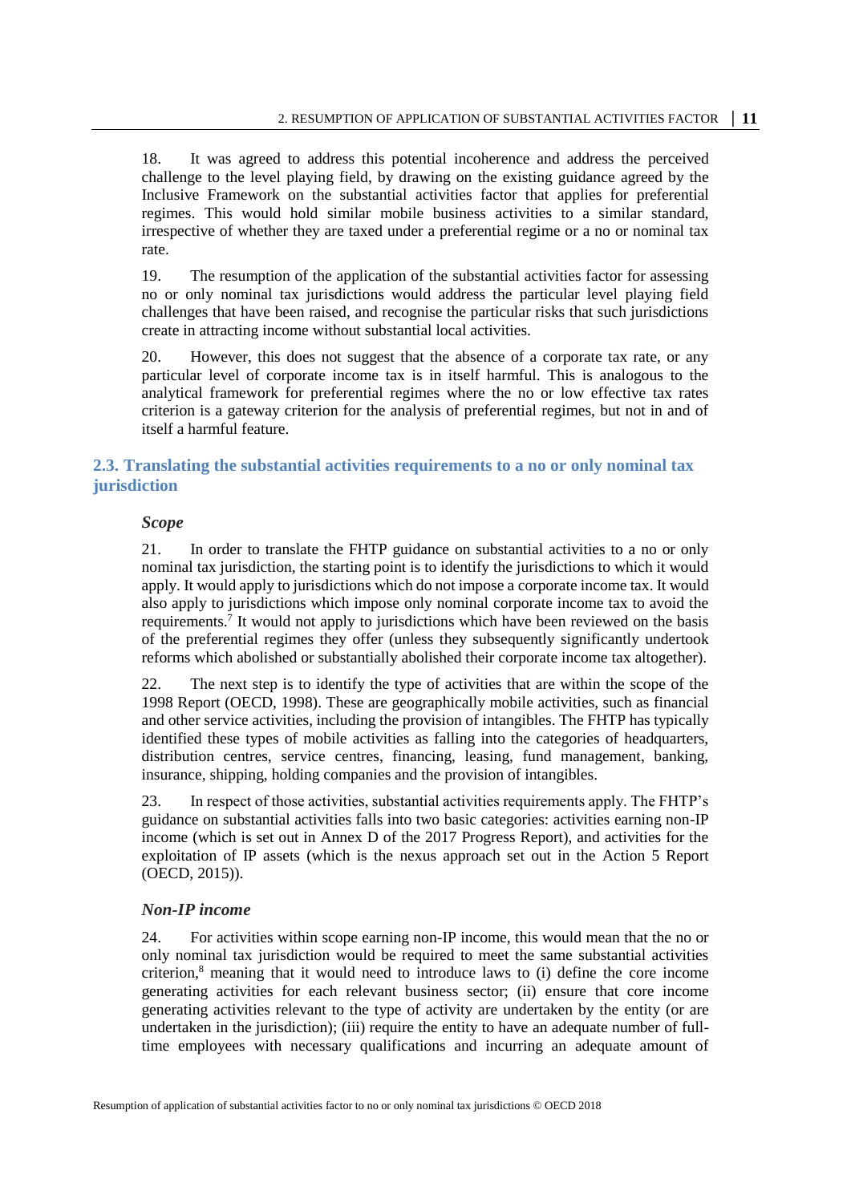18. It was agreed to address this potential incoherence and address the perceived challenge to the level playing field, by drawing on the existing guidance agreed by the Inclusive Framework on the substantial activities factor that applies for preferential regimes. This would hold similar mobile business activities to a similar standard, irrespective of whether they are taxed under a preferential regime or a no or nominal tax rate.

19. The resumption of the application of the substantial activities factor for assessing no or only nominal tax jurisdictions would address the particular level playing field challenges that have been raised, and recognise the particular risks that such jurisdictions create in attracting income without substantial local activities.

20. However, this does not suggest that the absence of a corporate tax rate, or any particular level of corporate income tax is in itself harmful. This is analogous to the analytical framework for preferential regimes where the no or low effective tax rates criterion is a gateway criterion for the analysis of preferential regimes, but not in and of itself a harmful feature.

## 2.3. Translating the substantial activities requirements to a no or only nominal tax jurisdiction

### *Scope*

21. In order to translate the FHTP guidance on substantial activities to a no or only nominal tax jurisdiction, the starting point is to identify the jurisdictions to which it would apply. It would apply to jurisdictions which do not impose a corporate income tax. It would also apply to jurisdictions which impose only nominal corporate income tax to avoid the requirements.[7] It would not apply to jurisdictions which have been reviewed on the basis of the preferential regimes they offer (unless they subsequently significantly undertook reforms which abolished or substantially abolished their corporate income tax altogether).

22. The next step is to identify the type of activities that are within the scope of the 1998 Report (OECD, 1998). These are geographically mobile activities, such as financial and other service activities, including the provision of intangibles. The FHTP has typically identified these types of mobile activities as falling into the categories of headquarters, distribution centres, service centres, financing, leasing, fund management, banking, insurance, shipping, holding companies and the provision of intangibles.

23. In respect of those activities, substantial activities requirements apply. The FHTP's guidance on substantial activities falls into two basic categories: activities earning non-IP income (which is set out in Annex D of the 2017 Progress Report), and activities for the exploitation of IP assets (which is the nexus approach set out in the Action 5 Report (OECD, 2015)).

### *Non-IP income*

24. For activities within scope earning non-IP income, this would mean that the no or only nominal tax jurisdiction would be required to meet the same substantial activities criterion,[8] meaning that it would need to introduce laws to (i) define the core income generating activities for each relevant business sector; (ii) ensure that core income generating activities relevant to the type of activity are undertaken by the entity (or are undertaken in the jurisdiction); (iii) require the entity to have an adequate number of full-time employees with necessary qualifications and incurring an adequate amount of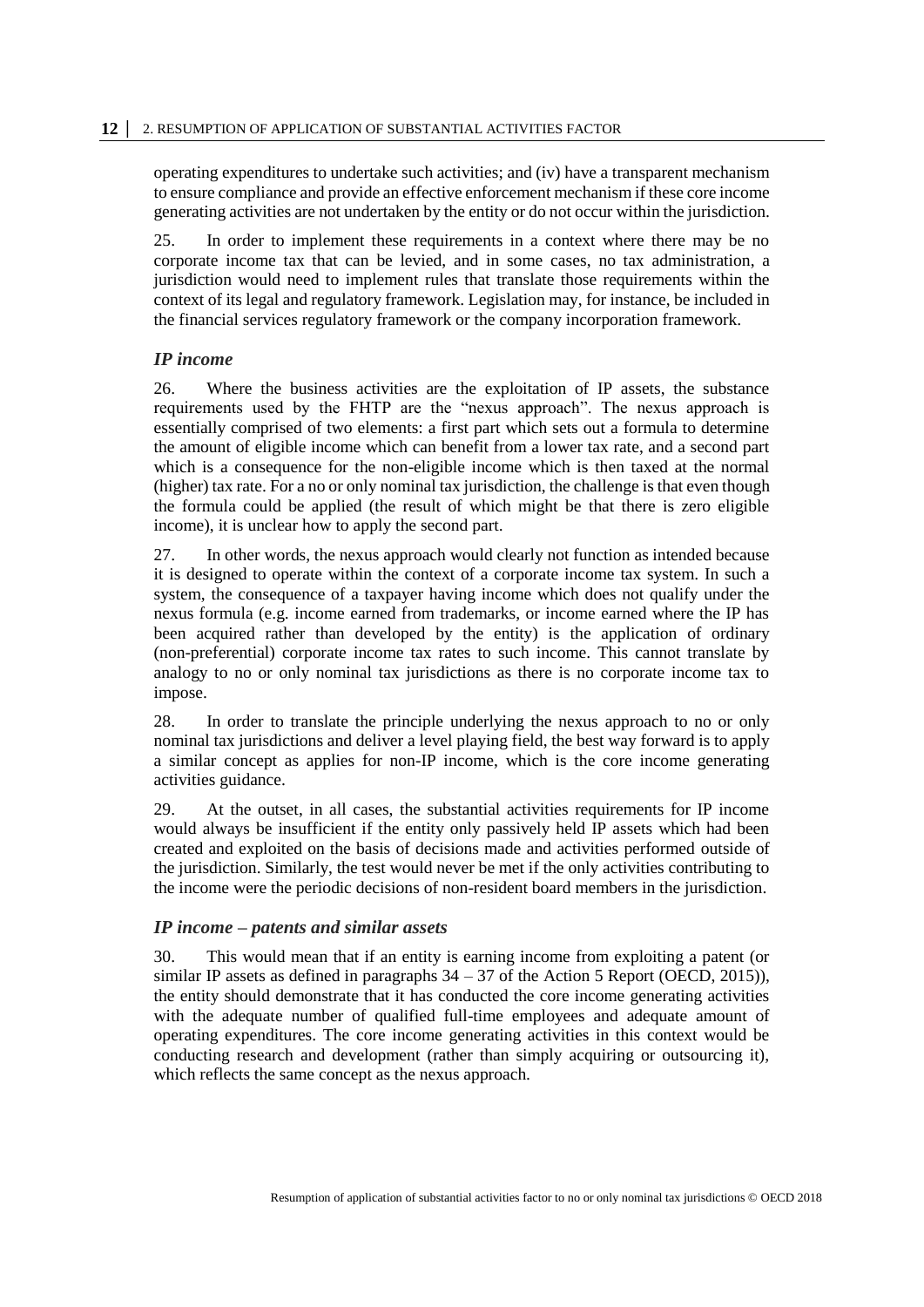operating expenditures to undertake such activities; and (iv) have a transparent mechanism to ensure compliance and provide an effective enforcement mechanism if these core income generating activities are not undertaken by the entity or do not occur within the jurisdiction.

25. In order to implement these requirements in a context where there may be no corporate income tax that can be levied, and in some cases, no tax administration, a jurisdiction would need to implement rules that translate those requirements within the context of its legal and regulatory framework. Legislation may, for instance, be included in the financial services regulatory framework or the company incorporation framework.

### *IP income*

26. Where the business activities are the exploitation of IP assets, the substance requirements used by the FHTP are the "nexus approach". The nexus approach is essentially comprised of two elements: a first part which sets out a formula to determine the amount of eligible income which can benefit from a lower tax rate, and a second part which is a consequence for the non-eligible income which is then taxed at the normal (higher) tax rate. For a no or only nominal tax jurisdiction, the challenge is that even though the formula could be applied (the result of which might be that there is zero eligible income), it is unclear how to apply the second part.

27. In other words, the nexus approach would clearly not function as intended because it is designed to operate within the context of a corporate income tax system. In such a system, the consequence of a taxpayer having income which does not qualify under the nexus formula (e.g. income earned from trademarks, or income earned where the IP has been acquired rather than developed by the entity) is the application of ordinary (non-preferential) corporate income tax rates to such income. This cannot translate by analogy to no or only nominal tax jurisdictions as there is no corporate income tax to impose.

28. In order to translate the principle underlying the nexus approach to no or only nominal tax jurisdictions and deliver a level playing field, the best way forward is to apply a similar concept as applies for non-IP income, which is the core income generating activities guidance.

29. At the outset, in all cases, the substantial activities requirements for IP income would always be insufficient if the entity only passively held IP assets which had been created and exploited on the basis of decisions made and activities performed outside of the jurisdiction. Similarly, the test would never be met if the only activities contributing to the income were the periodic decisions of non-resident board members in the jurisdiction.

### *IP income – patents and similar assets*

30. This would mean that if an entity is earning income from exploiting a patent (or similar IP assets as defined in paragraphs 34 – 37 of the Action 5 Report (OECD, 2015)), the entity should demonstrate that it has conducted the core income generating activities with the adequate number of qualified full-time employees and adequate amount of operating expenditures. The core income generating activities in this context would be conducting research and development (rather than simply acquiring or outsourcing it), which reflects the same concept as the nexus approach.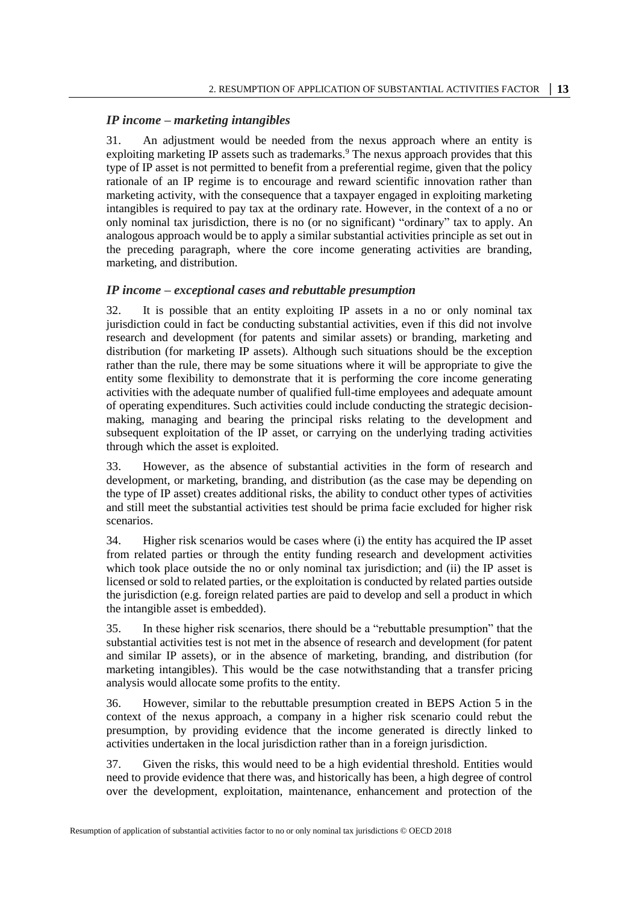### *IP income – marketing intangibles*

31. An adjustment would be needed from the nexus approach where an entity is exploiting marketing IP assets such as trademarks.[9] The nexus approach provides that this type of IP asset is not permitted to benefit from a preferential regime, given that the policy rationale of an IP regime is to encourage and reward scientific innovation rather than marketing activity, with the consequence that a taxpayer engaged in exploiting marketing intangibles is required to pay tax at the ordinary rate. However, in the context of a no or only nominal tax jurisdiction, there is no (or no significant) "ordinary" tax to apply. An analogous approach would be to apply a similar substantial activities principle as set out in the preceding paragraph, where the core income generating activities are branding, marketing, and distribution.

### *IP income – exceptional cases and rebuttable presumption*

32. It is possible that an entity exploiting IP assets in a no or only nominal tax jurisdiction could in fact be conducting substantial activities, even if this did not involve research and development (for patents and similar assets) or branding, marketing and distribution (for marketing IP assets). Although such situations should be the exception rather than the rule, there may be some situations where it will be appropriate to give the entity some flexibility to demonstrate that it is performing the core income generating activities with the adequate number of qualified full-time employees and adequate amount of operating expenditures. Such activities could include conducting the strategic decision-making, managing and bearing the principal risks relating to the development and subsequent exploitation of the IP asset, or carrying on the underlying trading activities through which the asset is exploited.

33. However, as the absence of substantial activities in the form of research and development, or marketing, branding, and distribution (as the case may be depending on the type of IP asset) creates additional risks, the ability to conduct other types of activities and still meet the substantial activities test should be prima facie excluded for higher risk scenarios.

34. Higher risk scenarios would be cases where (i) the entity has acquired the IP asset from related parties or through the entity funding research and development activities which took place outside the no or only nominal tax jurisdiction; and (ii) the IP asset is licensed or sold to related parties, or the exploitation is conducted by related parties outside the jurisdiction (e.g. foreign related parties are paid to develop and sell a product in which the intangible asset is embedded).

35. In these higher risk scenarios, there should be a "rebuttable presumption" that the substantial activities test is not met in the absence of research and development (for patent and similar IP assets), or in the absence of marketing, branding, and distribution (for marketing intangibles). This would be the case notwithstanding that a transfer pricing analysis would allocate some profits to the entity.

36. However, similar to the rebuttable presumption created in BEPS Action 5 in the context of the nexus approach, a company in a higher risk scenario could rebut the presumption, by providing evidence that the income generated is directly linked to activities undertaken in the local jurisdiction rather than in a foreign jurisdiction.

37. Given the risks, this would need to be a high evidential threshold. Entities would need to provide evidence that there was, and historically has been, a high degree of control over the development, exploitation, maintenance, enhancement and protection of the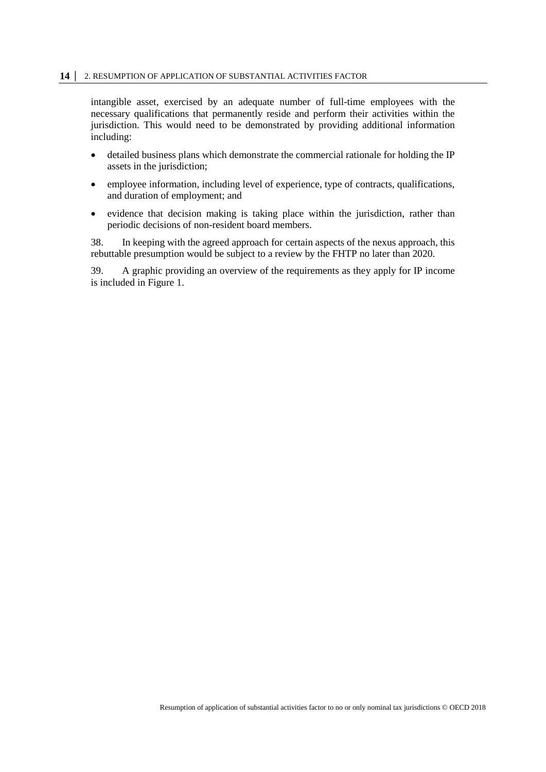intangible asset, exercised by an adequate number of full-time employees with the necessary qualifications that permanently reside and perform their activities within the jurisdiction. This would need to be demonstrated by providing additional information including:

- detailed business plans which demonstrate the commercial rationale for holding the IP assets in the jurisdiction;
- employee information, including level of experience, type of contracts, qualifications, and duration of employment; and
- evidence that decision making is taking place within the jurisdiction, rather than periodic decisions of non-resident board members.

38. In keeping with the agreed approach for certain aspects of the nexus approach, this rebuttable presumption would be subject to a review by the FHTP no later than 2020.

39. A graphic providing an overview of the requirements as they apply for IP income is included in Figure 1.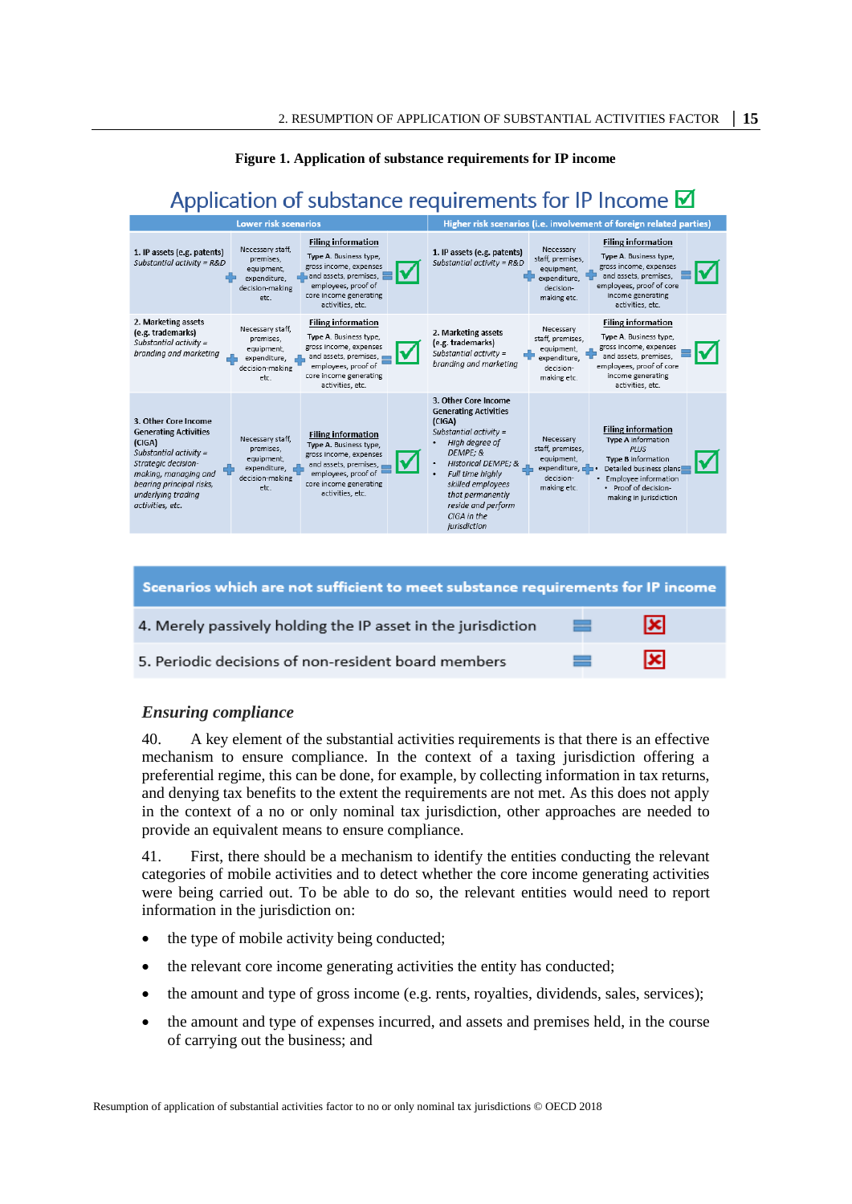**Figure 1. Application of substance requirements for IP income**

## Application of substance requirements for IP Income ☑

| Lower risk scenarios | | | | Higher risk scenarios (i.e. involvement of foreign related parties) | | | |
|---|---|---|---|---|---|---|---|
| **1. IP assets (e.g. patents)** *Substantial activity = R&D* | + Necessary staff, premises, equipment, expenditure, decision-making etc. | + **Filing information** Type A. Business type, gross income, expenses and assets, premises, employees, proof of core income generating activities, etc. | = ☑ | **1. IP assets (e.g. patents)** *Substantial activity = R&D* | + Necessary staff, premises, equipment, expenditure, decision-making etc. | + **Filing information** Type A. Business type, gross income, expenses and assets, premises, employees, proof of core income generating activities, etc. | = ☑ |
| **2. Marketing assets (e.g. trademarks)** *Substantial activity = branding and marketing* | + Necessary staff, premises, equipment, expenditure, decision-making etc. | + **Filing information** Type A. Business type, gross income, expenses and assets, premises, employees, proof of core income generating activities, etc. | = ☑ | **2. Marketing assets (e.g. trademarks)** *Substantial activity = branding and marketing* | + Necessary staff, premises, equipment, expenditure, decision-making etc. | + **Filing information** Type A. Business type, gross income, expenses and assets, premises, employees, proof of core income generating activities, etc. | = ☑ |
| **3. Other Core Income Generating Activities (CIGA)** *Substantial activity = Strategic decision-making, managing and bearing principal risks, underlying trading activities, etc.* | + Necessary staff, premises, equipment, expenditure, decision-making etc. | + **Filing information** Type A. Business type, gross income, expenses and assets, premises, employees, proof of core income generating activities, etc. | = ☑ | **3. Other Core Income Generating Activities (CIGA)** *Substantial activity =* <br>• *High degree of DEMPE; &* <br>• *Historical DEMPE; &* <br>• *Full time highly skilled employees that permanently reside and perform CIGA in the jurisdiction* | + Necessary staff, premises, equipment, expenditure, decision-making etc. | + **Filing information** Type A information *PLUS* Type B information Detailed business plans <br>• Employee information <br>• Proof of decision-making in jurisdiction | = ☑ |

| Scenarios which are not sufficient to meet substance requirements for IP income | | |
|---|---|---|
| 4. Merely passively holding the IP asset in the jurisdiction | = | ☒ |
| 5. Periodic decisions of non-resident board members | = | ☒ |

### *Ensuring compliance*

40. A key element of the substantial activities requirements is that there is an effective mechanism to ensure compliance. In the context of a taxing jurisdiction offering a preferential regime, this can be done, for example, by collecting information in tax returns, and denying tax benefits to the extent the requirements are not met. As this does not apply in the context of a no or only nominal tax jurisdiction, other approaches are needed to provide an equivalent means to ensure compliance.

41. First, there should be a mechanism to identify the entities conducting the relevant categories of mobile activities and to detect whether the core income generating activities were being carried out. To be able to do so, the relevant entities would need to report information in the jurisdiction on:

- the type of mobile activity being conducted;
- the relevant core income generating activities the entity has conducted;
- the amount and type of gross income (e.g. rents, royalties, dividends, sales, services);
- the amount and type of expenses incurred, and assets and premises held, in the course of carrying out the business; and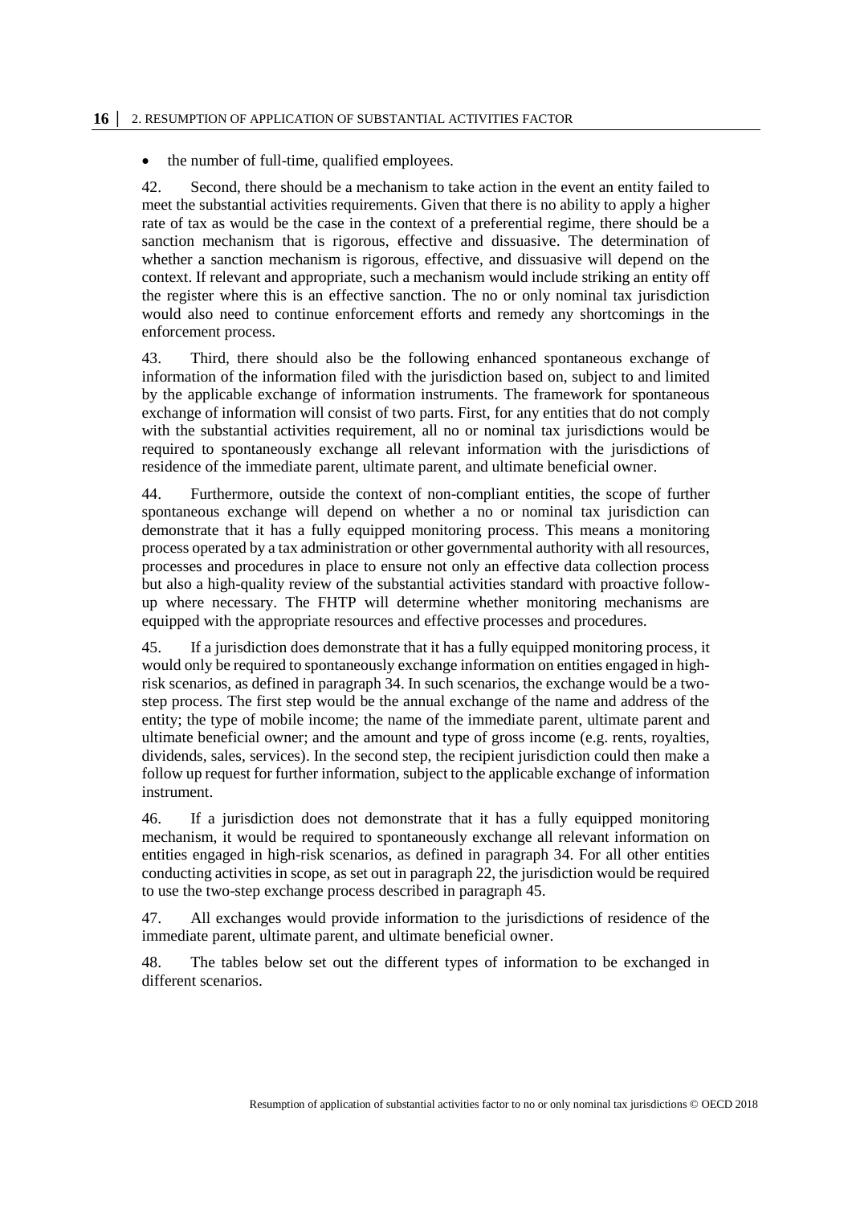- the number of full-time, qualified employees.

42. Second, there should be a mechanism to take action in the event an entity failed to meet the substantial activities requirements. Given that there is no ability to apply a higher rate of tax as would be the case in the context of a preferential regime, there should be a sanction mechanism that is rigorous, effective and dissuasive. The determination of whether a sanction mechanism is rigorous, effective, and dissuasive will depend on the context. If relevant and appropriate, such a mechanism would include striking an entity off the register where this is an effective sanction. The no or only nominal tax jurisdiction would also need to continue enforcement efforts and remedy any shortcomings in the enforcement process.

43. Third, there should also be the following enhanced spontaneous exchange of information of the information filed with the jurisdiction based on, subject to and limited by the applicable exchange of information instruments. The framework for spontaneous exchange of information will consist of two parts. First, for any entities that do not comply with the substantial activities requirement, all no or nominal tax jurisdictions would be required to spontaneously exchange all relevant information with the jurisdictions of residence of the immediate parent, ultimate parent, and ultimate beneficial owner.

44. Furthermore, outside the context of non-compliant entities, the scope of further spontaneous exchange will depend on whether a no or nominal tax jurisdiction can demonstrate that it has a fully equipped monitoring process. This means a monitoring process operated by a tax administration or other governmental authority with all resources, processes and procedures in place to ensure not only an effective data collection process but also a high-quality review of the substantial activities standard with proactive follow-up where necessary. The FHTP will determine whether monitoring mechanisms are equipped with the appropriate resources and effective processes and procedures.

45. If a jurisdiction does demonstrate that it has a fully equipped monitoring process, it would only be required to spontaneously exchange information on entities engaged in high-risk scenarios, as defined in paragraph 34. In such scenarios, the exchange would be a two-step process. The first step would be the annual exchange of the name and address of the entity; the type of mobile income; the name of the immediate parent, ultimate parent and ultimate beneficial owner; and the amount and type of gross income (e.g. rents, royalties, dividends, sales, services). In the second step, the recipient jurisdiction could then make a follow up request for further information, subject to the applicable exchange of information instrument.

46. If a jurisdiction does not demonstrate that it has a fully equipped monitoring mechanism, it would be required to spontaneously exchange all relevant information on entities engaged in high-risk scenarios, as defined in paragraph 34. For all other entities conducting activities in scope, as set out in paragraph 22, the jurisdiction would be required to use the two-step exchange process described in paragraph 45.

47. All exchanges would provide information to the jurisdictions of residence of the immediate parent, ultimate parent, and ultimate beneficial owner.

48. The tables below set out the different types of information to be exchanged in different scenarios.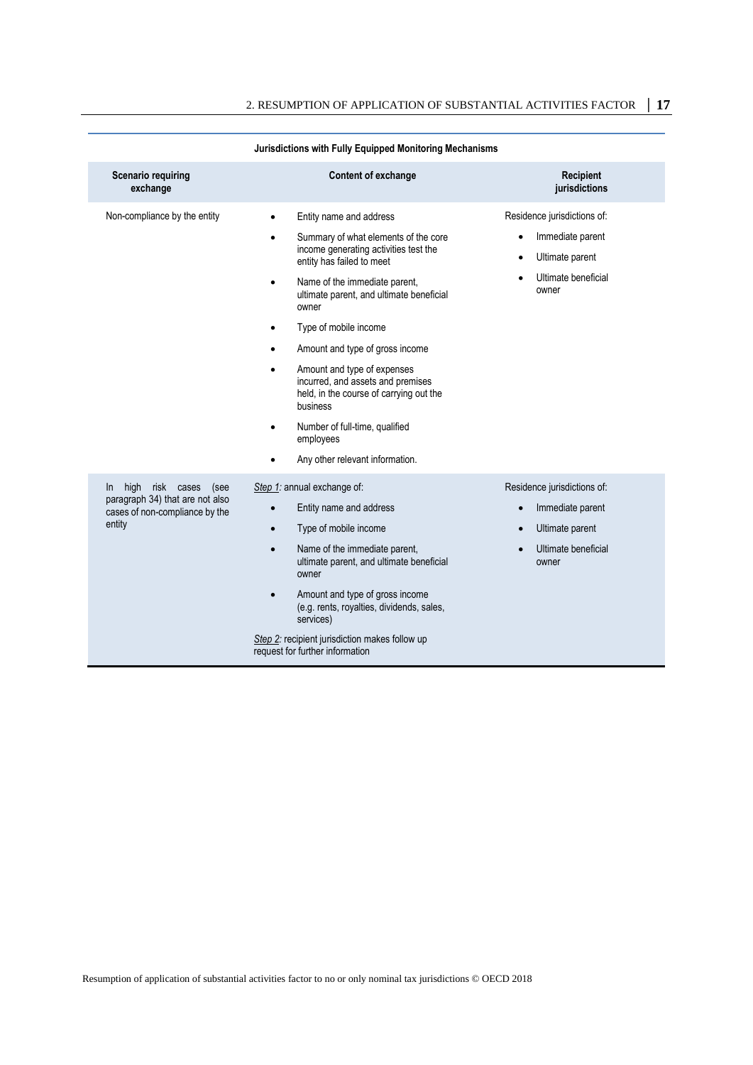**Jurisdictions with Fully Equipped Monitoring Mechanisms**

| Scenario requiring exchange | Content of exchange | Recipient jurisdictions |
|---|---|---|
| Non-compliance by the entity | • Entity name and address<br>• Summary of what elements of the core income generating activities test the entity has failed to meet<br>• Name of the immediate parent, ultimate parent, and ultimate beneficial owner<br>• Type of mobile income<br>• Amount and type of gross income<br>• Amount and type of expenses incurred, and assets and premises held, in the course of carrying out the business<br>• Number of full-time, qualified employees<br>• Any other relevant information. | Residence jurisdictions of:<br>• Immediate parent<br>• Ultimate parent<br>• Ultimate beneficial owner |
| In high risk cases (see paragraph 34) that are not also cases of non-compliance by the entity | *Step 1:* annual exchange of:<br>• Entity name and address<br>• Type of mobile income<br>• Name of the immediate parent, ultimate parent, and ultimate beneficial owner<br>• Amount and type of gross income (e.g. rents, royalties, dividends, sales, services)<br>*Step 2:* recipient jurisdiction makes follow up request for further information | Residence jurisdictions of:<br>• Immediate parent<br>• Ultimate parent<br>• Ultimate beneficial owner |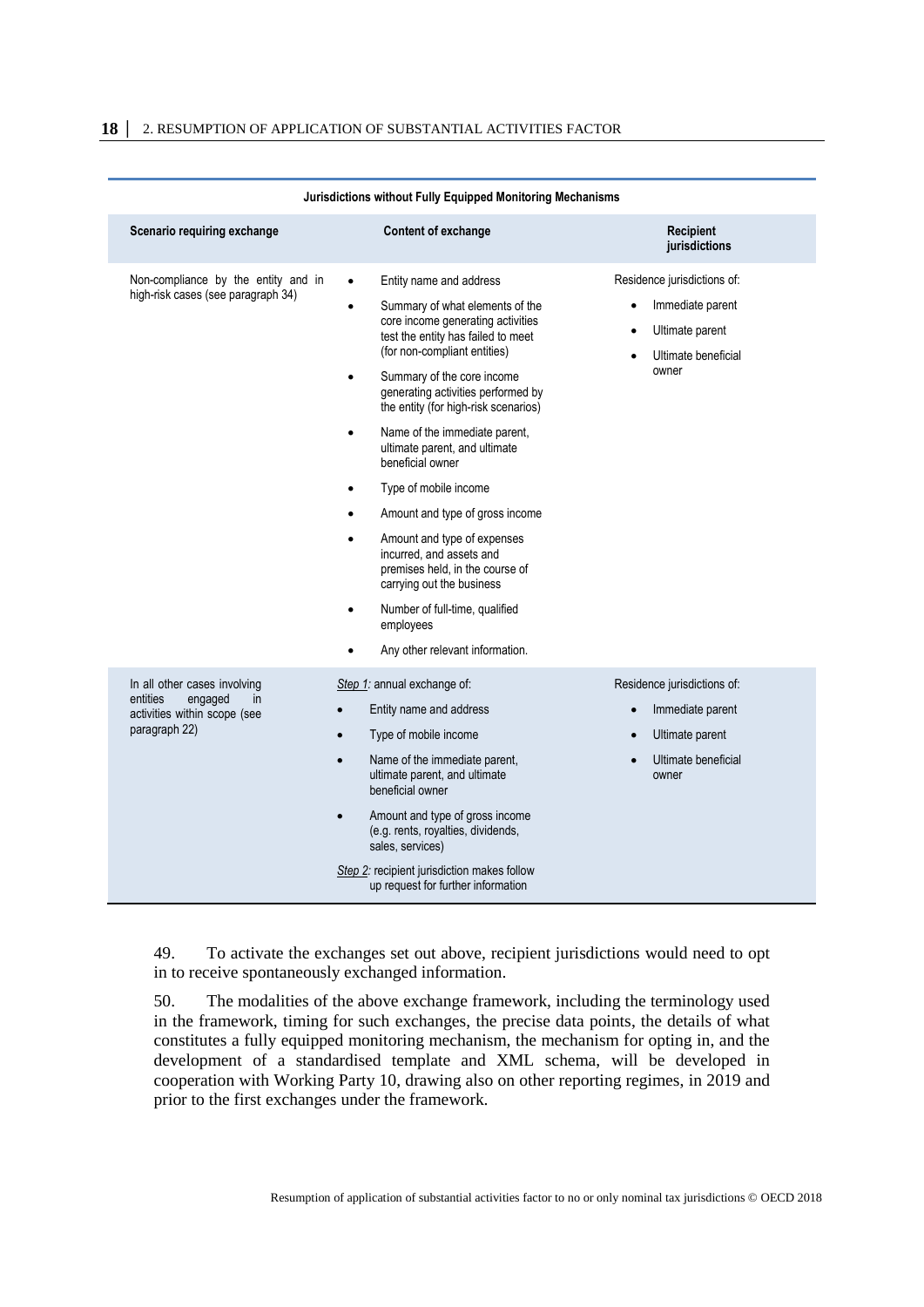**Jurisdictions without Fully Equipped Monitoring Mechanisms**

| Scenario requiring exchange | Content of exchange | Recipient jurisdictions |
|---|---|---|
| Non-compliance by the entity and in high-risk cases (see paragraph 34) | • Entity name and address<br>• Summary of what elements of the core income generating activities test the entity has failed to meet (for non-compliant entities)<br>• Summary of the core income generating activities performed by the entity (for high-risk scenarios)<br>• Name of the immediate parent, ultimate parent, and ultimate beneficial owner<br>• Type of mobile income<br>• Amount and type of gross income<br>• Amount and type of expenses incurred, and assets and premises held, in the course of carrying out the business<br>• Number of full-time, qualified employees<br>• Any other relevant information. | Residence jurisdictions of:<br>• Immediate parent<br>• Ultimate parent<br>• Ultimate beneficial owner |
| In all other cases involving entities engaged in activities within scope (see paragraph 22) | *Step 1:* annual exchange of:<br>• Entity name and address<br>• Type of mobile income<br>• Name of the immediate parent, ultimate parent, and ultimate beneficial owner<br>• Amount and type of gross income (e.g. rents, royalties, dividends, sales, services)<br>*Step 2:* recipient jurisdiction makes follow up request for further information | Residence jurisdictions of:<br>• Immediate parent<br>• Ultimate parent<br>• Ultimate beneficial owner |

49. To activate the exchanges set out above, recipient jurisdictions would need to opt in to receive spontaneously exchanged information.

50. The modalities of the above exchange framework, including the terminology used in the framework, timing for such exchanges, the precise data points, the details of what constitutes a fully equipped monitoring mechanism, the mechanism for opting in, and the development of a standardised template and XML schema, will be developed in cooperation with Working Party 10, drawing also on other reporting regimes, in 2019 and prior to the first exchanges under the framework.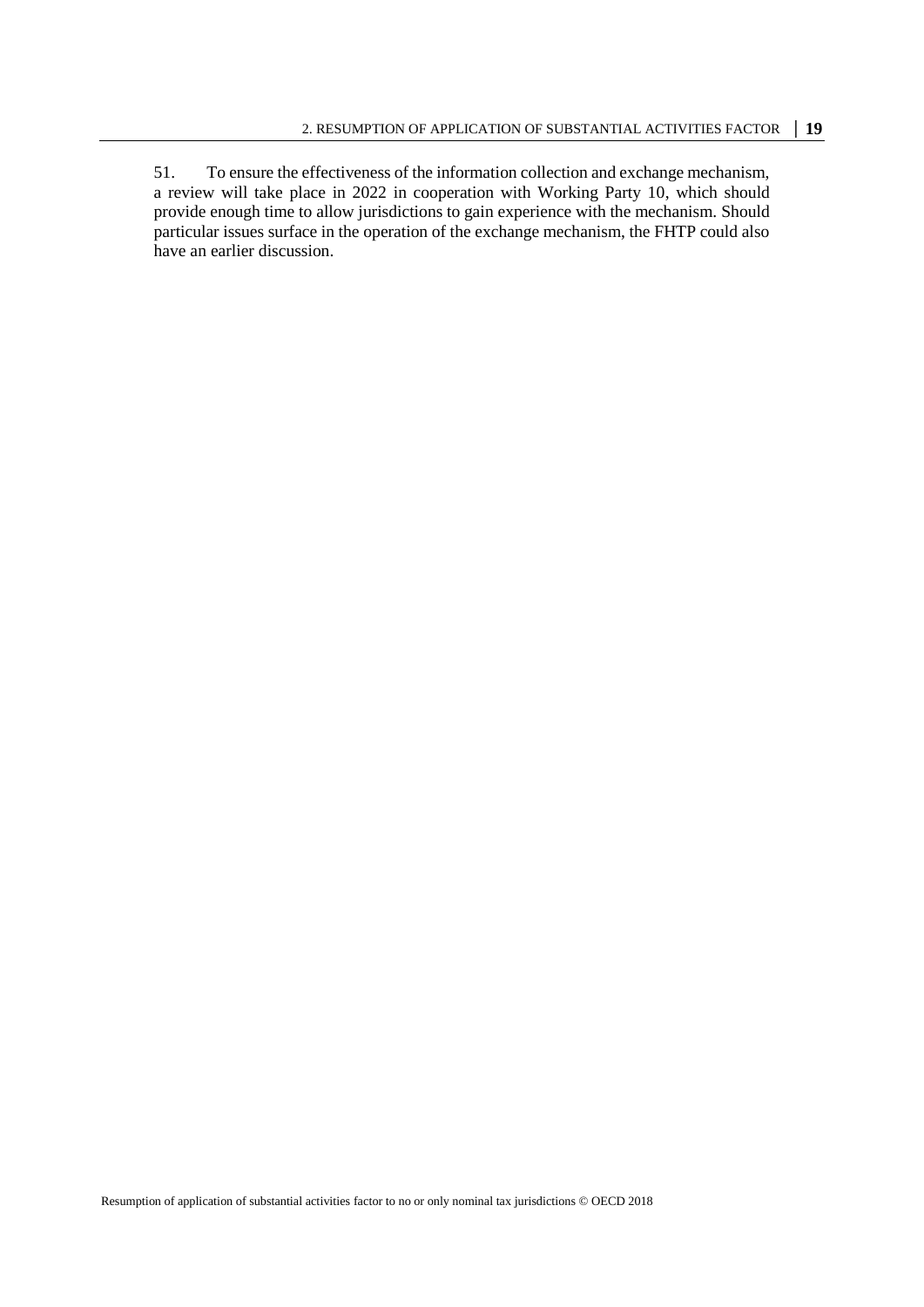51. To ensure the effectiveness of the information collection and exchange mechanism, a review will take place in 2022 in cooperation with Working Party 10, which should provide enough time to allow jurisdictions to gain experience with the mechanism. Should particular issues surface in the operation of the exchange mechanism, the FHTP could also have an earlier discussion.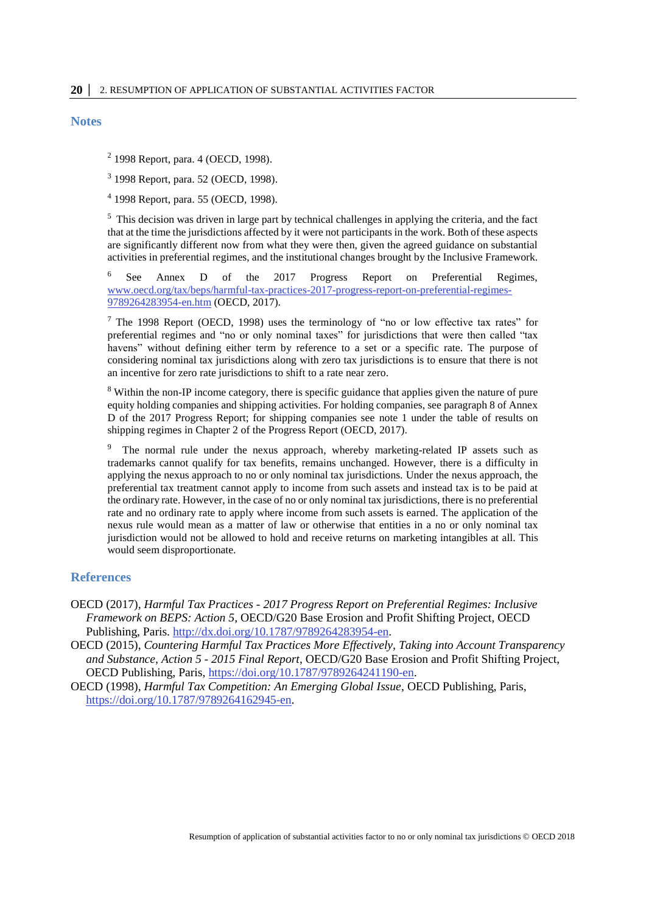## Notes

[2] 1998 Report, para. 4 (OECD, 1998).

[3] 1998 Report, para. 52 (OECD, 1998).

[4] 1998 Report, para. 55 (OECD, 1998).

[5] This decision was driven in large part by technical challenges in applying the criteria, and the fact that at the time the jurisdictions affected by it were not participants in the work. Both of these aspects are significantly different now from what they were then, given the agreed guidance on substantial activities in preferential regimes, and the institutional changes brought by the Inclusive Framework.

[6] See Annex D of the 2017 Progress Report on Preferential Regimes, www.oecd.org/tax/beps/harmful-tax-practices-2017-progress-report-on-preferential-regimes-9789264283954-en.htm (OECD, 2017).

[7] The 1998 Report (OECD, 1998) uses the terminology of "no or low effective tax rates" for preferential regimes and "no or only nominal taxes" for jurisdictions that were then called "tax havens" without defining either term by reference to a set or a specific rate. The purpose of considering nominal tax jurisdictions along with zero tax jurisdictions is to ensure that there is not an incentive for zero rate jurisdictions to shift to a rate near zero.

[8] Within the non-IP income category, there is specific guidance that applies given the nature of pure equity holding companies and shipping activities. For holding companies, see paragraph 8 of Annex D of the 2017 Progress Report; for shipping companies see note 1 under the table of results on shipping regimes in Chapter 2 of the Progress Report (OECD, 2017).

[9] The normal rule under the nexus approach, whereby marketing-related IP assets such as trademarks cannot qualify for tax benefits, remains unchanged. However, there is a difficulty in applying the nexus approach to no or only nominal tax jurisdictions. Under the nexus approach, the preferential tax treatment cannot apply to income from such assets and instead tax is to be paid at the ordinary rate. However, in the case of no or only nominal tax jurisdictions, there is no preferential rate and no ordinary rate to apply where income from such assets is earned. The application of the nexus rule would mean as a matter of law or otherwise that entities in a no or only nominal tax jurisdiction would not be allowed to hold and receive returns on marketing intangibles at all. This would seem disproportionate.

## References

OECD (2017), *Harmful Tax Practices - 2017 Progress Report on Preferential Regimes: Inclusive Framework on BEPS: Action 5*, OECD/G20 Base Erosion and Profit Shifting Project, OECD Publishing, Paris. http://dx.doi.org/10.1787/9789264283954-en.

OECD (2015), *Countering Harmful Tax Practices More Effectively, Taking into Account Transparency and Substance, Action 5 - 2015 Final Report*, OECD/G20 Base Erosion and Profit Shifting Project, OECD Publishing, Paris, https://doi.org/10.1787/9789264241190-en.

OECD (1998), *Harmful Tax Competition: An Emerging Global Issue*, OECD Publishing, Paris, https://doi.org/10.1787/9789264162945-en.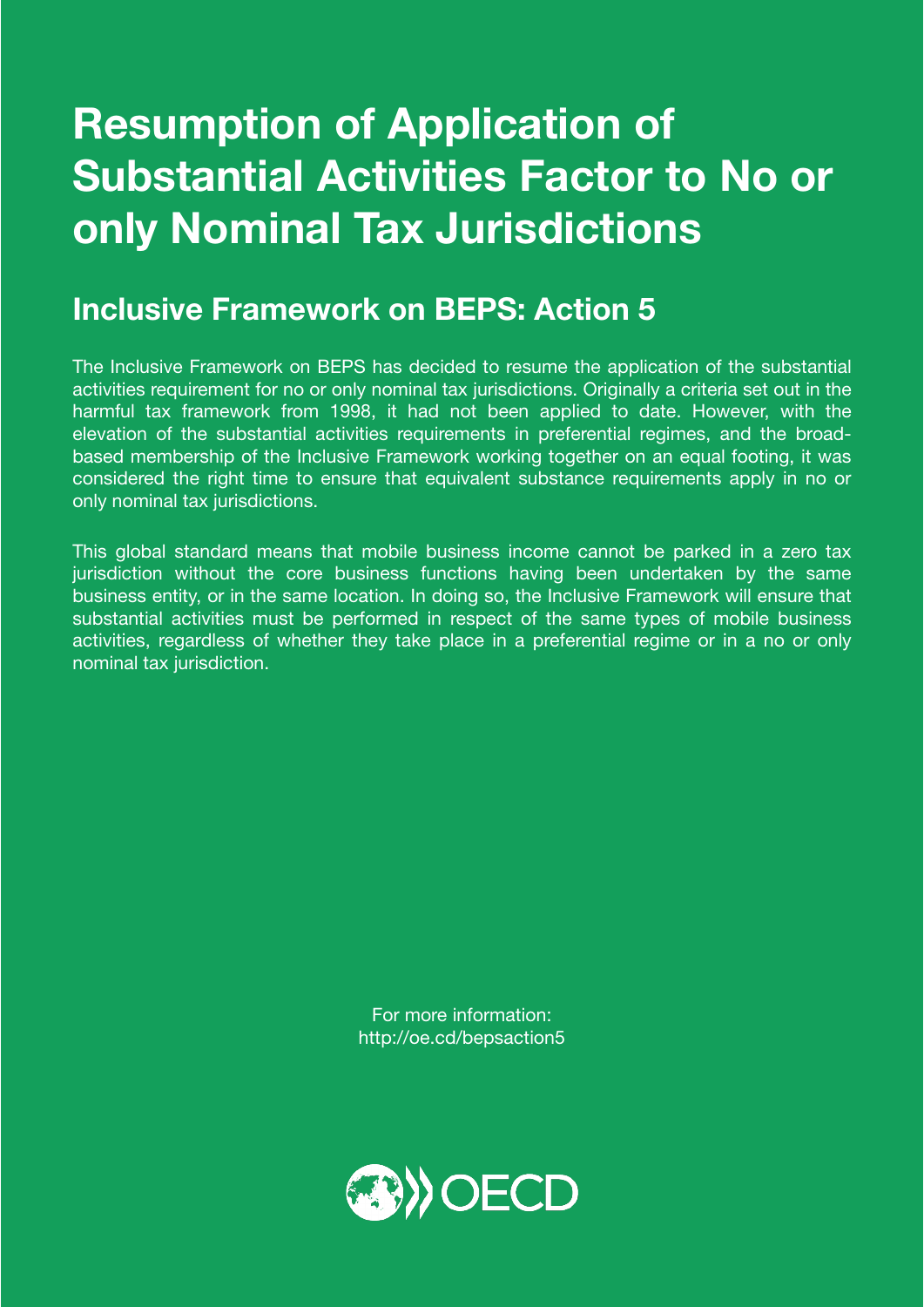# Resumption of Application of Substantial Activities Factor to No or only Nominal Tax Jurisdictions

## Inclusive Framework on BEPS: Action 5

The Inclusive Framework on BEPS has decided to resume the application of the substantial activities requirement for no or only nominal tax jurisdictions. Originally a criteria set out in the harmful tax framework from 1998, it had not been applied to date. However, with the elevation of the substantial activities requirements in preferential regimes, and the broad-based membership of the Inclusive Framework working together on an equal footing, it was considered the right time to ensure that equivalent substance requirements apply in no or only nominal tax jurisdictions.

This global standard means that mobile business income cannot be parked in a zero tax jurisdiction without the core business functions having been undertaken by the same business entity, or in the same location. In doing so, the Inclusive Framework will ensure that substantial activities must be performed in respect of the same types of mobile business activities, regardless of whether they take place in a preferential regime or in a no or only nominal tax jurisdiction.

For more information:
http://oe.cd/bepsaction5

OECD